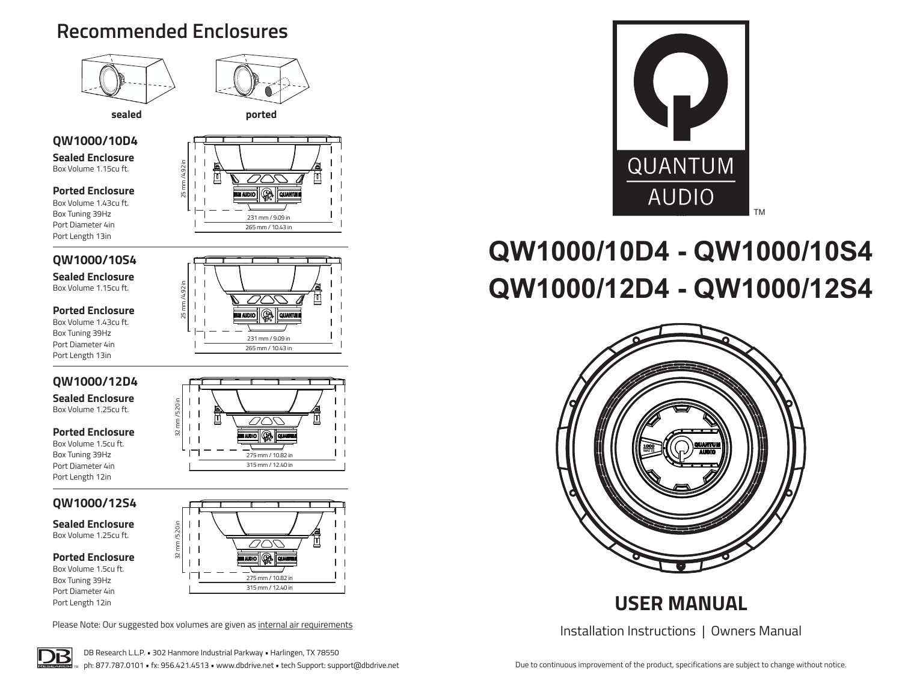## Recommended Enclosures

sealed | ported

### QW1000/10D4

**Sealed Enclosure**
Box Volume 1.15cu ft.

**Ported Enclosure**
Box Volume 1.43cu ft.
Box Tuning 39Hz
Port Diameter 4in
Port Length 13in

25 mm /4.92 in
231 mm / 9.09 in
265 mm / 10.43 in

### QW1000/10S4

**Sealed Enclosure**
Box Volume 1.15cu ft.

**Ported Enclosure**
Box Volume 1.43cu ft.
Box Tuning 39Hz
Port Diameter 4in
Port Length 13in

25 mm /4.92 in
231 mm / 9.09 in
265 mm / 10.43 in

### QW1000/12D4

**Sealed Enclosure**
Box Volume 1.25cu ft.

**Ported Enclosure**
Box Volume 1.5cu ft.
Box Tuning 39Hz
Port Diameter 4in
Port Length 12in

32 mm /5.20 in
275 mm / 10.82 in
315 mm / 12.40 in

### QW1000/12S4

**Sealed Enclosure**
Box Volume 1.25cu ft.

**Ported Enclosure**
Box Volume 1.5cu ft.
Box Tuning 39Hz
Port Diameter 4in
Port Length 12in

32 mm /5.20 in
275 mm / 10.82 in
315 mm / 12.40 in

Please Note: Our suggested box volumes are given as internal air requirements

DB Research L.L.P. • 302 Hanmore Industrial Parkway • Harlingen, TX 78550
ph: 877.787.0101 • fx: 956.421.4513 • www.dbdrive.net • tech Support: support@dbdrive.net

QUANTUM AUDIO™

# QW1000/10D4 - QW1000/10S4
# QW1000/12D4 - QW1000/12S4

## USER MANUAL

Installation Instructions | Owners Manual

Due to continuous improvement of the product, specifications are subject to change without notice.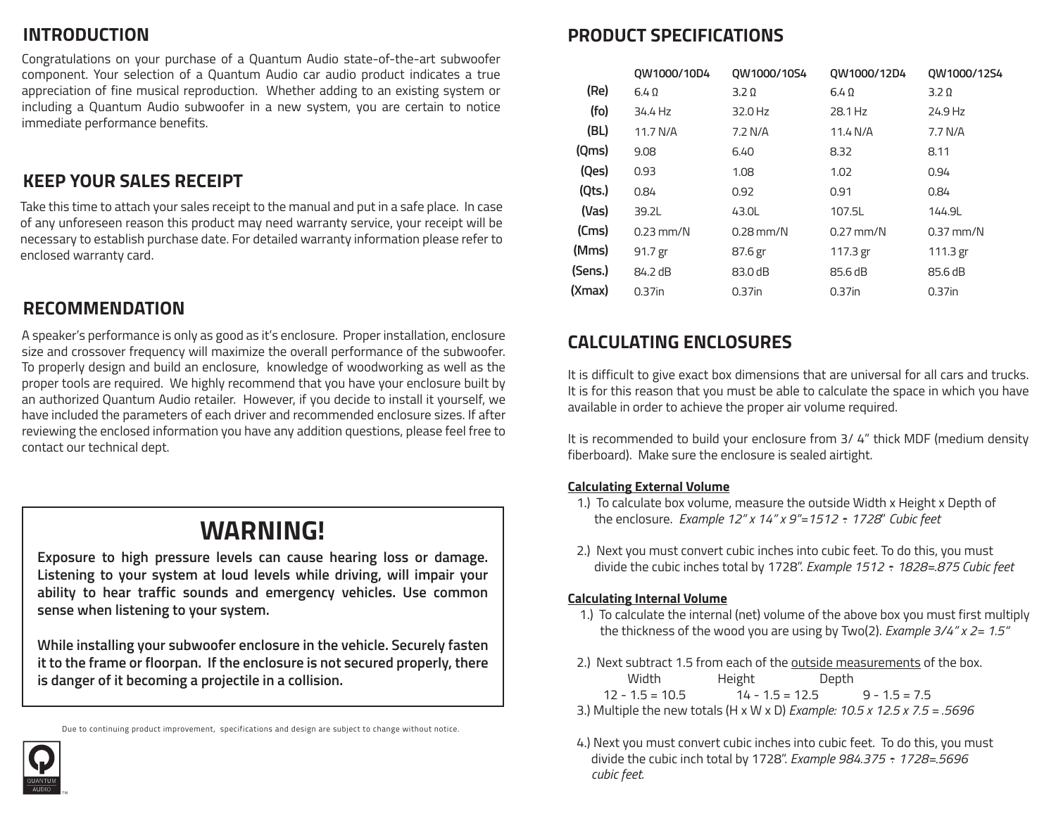## INTRODUCTION

Congratulations on your purchase of a Quantum Audio state-of-the-art subwoofer component. Your selection of a Quantum Audio car audio product indicates a true appreciation of fine musical reproduction. Whether adding to an existing system or including a Quantum Audio subwoofer in a new system, you are certain to notice immediate performance benefits.

## KEEP YOUR SALES RECEIPT

Take this time to attach your sales receipt to the manual and put in a safe place. In case of any unforeseen reason this product may need warranty service, your receipt will be necessary to establish purchase date. For detailed warranty information please refer to enclosed warranty card.

## RECOMMENDATION

A speaker's performance is only as good as it's enclosure. Proper installation, enclosure size and crossover frequency will maximize the overall performance of the subwoofer. To properly design and build an enclosure, knowledge of woodworking as well as the proper tools are required. We highly recommend that you have your enclosure built by an authorized Quantum Audio retailer. However, if you decide to install it yourself, we have included the parameters of each driver and recommended enclosure sizes. If after reviewing the enclosed information you have any addition questions, please feel free to contact our technical dept.

# WARNING!

**Exposure to high pressure levels can cause hearing loss or damage. Listening to your system at loud levels while driving, will impair your ability to hear traffic sounds and emergency vehicles. Use common sense when listening to your system.**

**While installing your subwoofer enclosure in the vehicle. Securely fasten it to the frame or floorpan. If the enclosure is not secured properly, there is danger of it becoming a projectile in a collision.**

Due to continuing product improvement, specifications and design are subject to change without notice.

QUANTUM AUDIO ™

## PRODUCT SPECIFICATIONS

| | QW1000/10D4 | QW1000/10S4 | QW1000/12D4 | QW1000/12S4 |
|---|---|---|---|---|
| (Re) | 6.4 Ω | 3.2 Ω | 6.4 Ω | 3.2 Ω |
| (fo) | 34.4 Hz | 32.0 Hz | 28.1 Hz | 24.9 Hz |
| (BL) | 11.7 N/A | 7.2 N/A | 11.4 N/A | 7.7 N/A |
| (Qms) | 9.08 | 6.40 | 8.32 | 8.11 |
| (Qes) | 0.93 | 1.08 | 1.02 | 0.94 |
| (Qts.) | 0.84 | 0.92 | 0.91 | 0.84 |
| (Vas) | 39.2L | 43.0L | 107.5L | 144.9L |
| (Cms) | 0.23 mm/N | 0.28 mm/N | 0.27 mm/N | 0.37 mm/N |
| (Mms) | 91.7 gr | 87.6 gr | 117.3 gr | 111.3 gr |
| (Sens.) | 84.2 dB | 83.0 dB | 85.6 dB | 85.6 dB |
| (Xmax) | 0.37in | 0.37in | 0.37in | 0.37in |

## CALCULATING ENCLOSURES

It is difficult to give exact box dimensions that are universal for all cars and trucks. It is for this reason that you must be able to calculate the space in which you have available in order to achieve the proper air volume required.

It is recommended to build your enclosure from 3/ 4" thick MDF (medium density fiberboard). Make sure the enclosure is sealed airtight.

**Calculating External Volume**

1.) To calculate box volume, measure the outside Width x Height x Depth of the enclosure. *Example 12" x 14" x 9"=1512 ÷ 1728" Cubic feet*

2.) Next you must convert cubic inches into cubic feet. To do this, you must divide the cubic inches total by 1728". *Example 1512 ÷ 1828=.875 Cubic feet*

**Calculating Internal Volume**

1.) To calculate the internal (net) volume of the above box you must first multiply the thickness of the wood you are using by Two(2). *Example 3/4" x 2= 1.5"*

2.) Next subtract 1.5 from each of the outside measurements of the box.

| Width | Height | Depth |
|---|---|---|
| 12 - 1.5 = 10.5 | 14 - 1.5 = 12.5 | 9 - 1.5 = 7.5 |

3.) Multiple the new totals (H x W x D) *Example: 10.5 x 12.5 x 7.5 = .5696*

4.) Next you must convert cubic inches into cubic feet. To do this, you must divide the cubic inch total by 1728". *Example 984.375 ÷ 1728=.5696 cubic feet.*